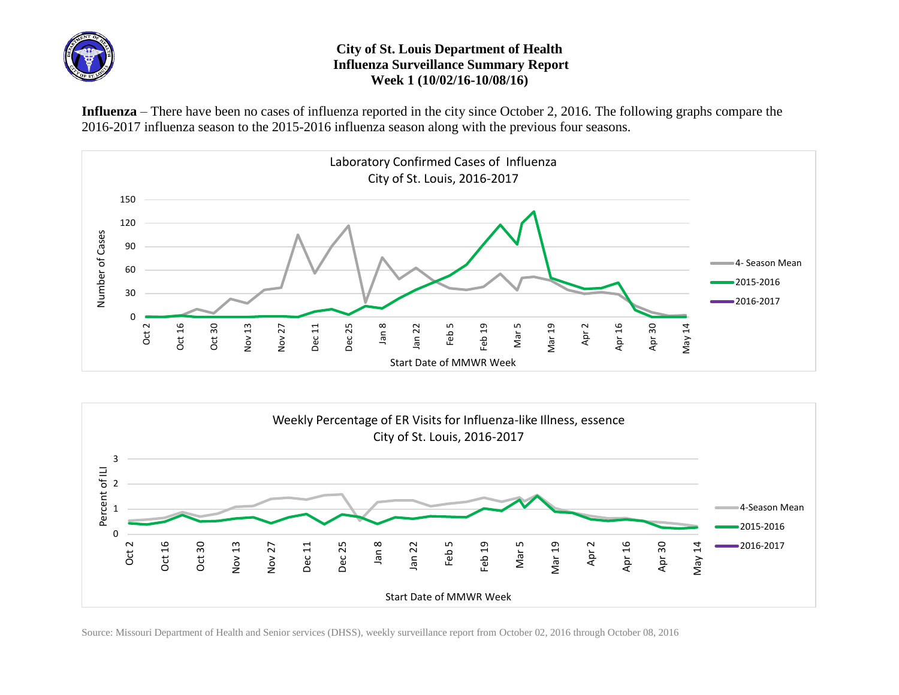# City of St. Louis Department of Health
## Influenza Surveillance Summary Report
### Week 1 (10/02/16-10/08/16)

**Influenza** – There have been no cases of influenza reported in the city since October 2, 2016. The following graphs compare the 2016-2017 influenza season to the 2015-2016 influenza season along with the previous four seasons.

Laboratory Confirmed Cases of Influenza
City of St. Louis, 2016-2017

Weekly Percentage of ER Visits for Influenza-like Illness, essence
City of St. Louis, 2016-2017

Source: Missouri Department of Health and Senior services (DHSS), weekly surveillance report from October 02, 2016 through October 08, 2016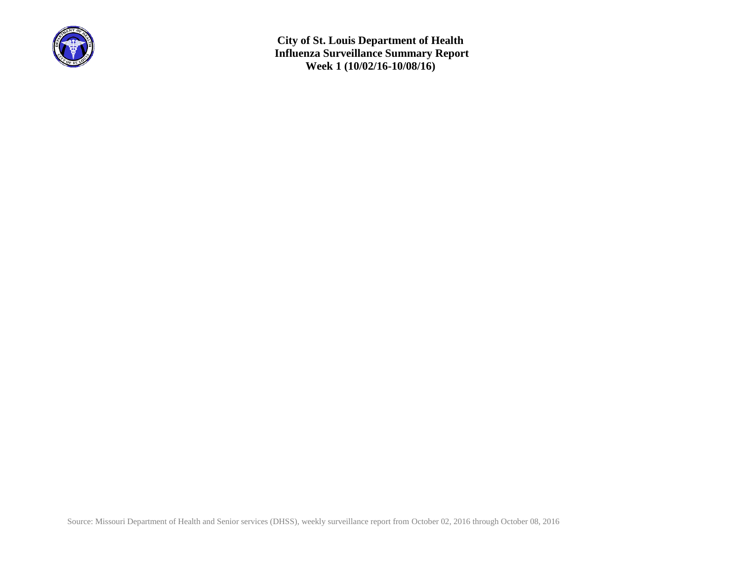**City of St. Louis Department of Health**
**Influenza Surveillance Summary Report**
**Week 1 (10/02/16-10/08/16)**

Source: Missouri Department of Health and Senior services (DHSS), weekly surveillance report from October 02, 2016 through October 08, 2016